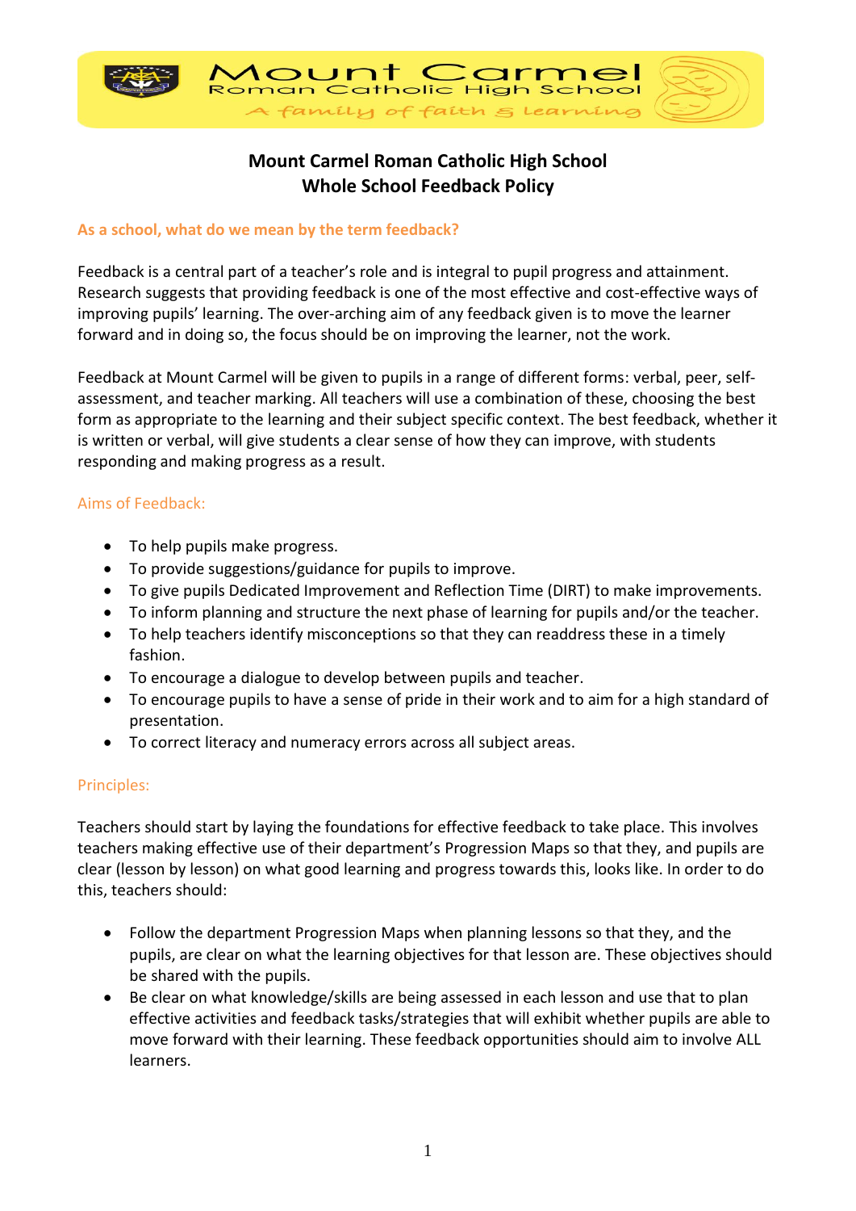# Mount Carmel Roman Catholic High School
# Whole School Feedback Policy

## As a school, what do we mean by the term feedback?

Feedback is a central part of a teacher's role and is integral to pupil progress and attainment. Research suggests that providing feedback is one of the most effective and cost-effective ways of improving pupils' learning. The over-arching aim of any feedback given is to move the learner forward and in doing so, the focus should be on improving the learner, not the work.

Feedback at Mount Carmel will be given to pupils in a range of different forms: verbal, peer, self-assessment, and teacher marking. All teachers will use a combination of these, choosing the best form as appropriate to the learning and their subject specific context. The best feedback, whether it is written or verbal, will give students a clear sense of how they can improve, with students responding and making progress as a result.

### Aims of Feedback:

- To help pupils make progress.
- To provide suggestions/guidance for pupils to improve.
- To give pupils Dedicated Improvement and Reflection Time (DIRT) to make improvements.
- To inform planning and structure the next phase of learning for pupils and/or the teacher.
- To help teachers identify misconceptions so that they can readdress these in a timely fashion.
- To encourage a dialogue to develop between pupils and teacher.
- To encourage pupils to have a sense of pride in their work and to aim for a high standard of presentation.
- To correct literacy and numeracy errors across all subject areas.

### Principles:

Teachers should start by laying the foundations for effective feedback to take place. This involves teachers making effective use of their department's Progression Maps so that they, and pupils are clear (lesson by lesson) on what good learning and progress towards this, looks like. In order to do this, teachers should:

- Follow the department Progression Maps when planning lessons so that they, and the pupils, are clear on what the learning objectives for that lesson are. These objectives should be shared with the pupils.
- Be clear on what knowledge/skills are being assessed in each lesson and use that to plan effective activities and feedback tasks/strategies that will exhibit whether pupils are able to move forward with their learning. These feedback opportunities should aim to involve ALL learners.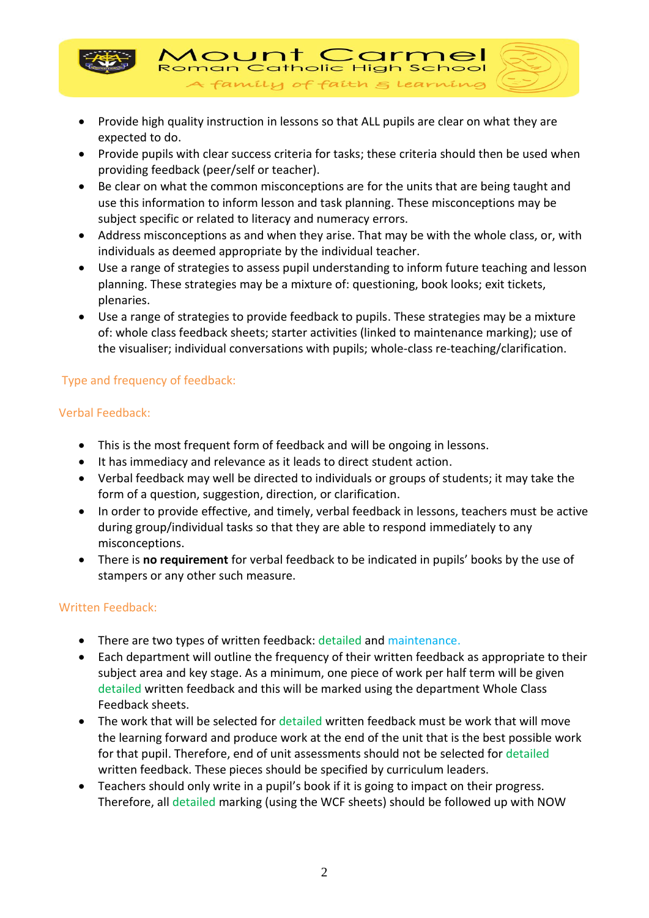- Provide high quality instruction in lessons so that ALL pupils are clear on what they are expected to do.
- Provide pupils with clear success criteria for tasks; these criteria should then be used when providing feedback (peer/self or teacher).
- Be clear on what the common misconceptions are for the units that are being taught and use this information to inform lesson and task planning. These misconceptions may be subject specific or related to literacy and numeracy errors.
- Address misconceptions as and when they arise. That may be with the whole class, or, with individuals as deemed appropriate by the individual teacher.
- Use a range of strategies to assess pupil understanding to inform future teaching and lesson planning. These strategies may be a mixture of: questioning, book looks; exit tickets, plenaries.
- Use a range of strategies to provide feedback to pupils. These strategies may be a mixture of: whole class feedback sheets; starter activities (linked to maintenance marking); use of the visualiser; individual conversations with pupils; whole-class re-teaching/clarification.

## Type and frequency of feedback:

### Verbal Feedback:

- This is the most frequent form of feedback and will be ongoing in lessons.
- It has immediacy and relevance as it leads to direct student action.
- Verbal feedback may well be directed to individuals or groups of students; it may take the form of a question, suggestion, direction, or clarification.
- In order to provide effective, and timely, verbal feedback in lessons, teachers must be active during group/individual tasks so that they are able to respond immediately to any misconceptions.
- There is **no requirement** for verbal feedback to be indicated in pupils' books by the use of stampers or any other such measure.

### Written Feedback:

- There are two types of written feedback: detailed and maintenance.
- Each department will outline the frequency of their written feedback as appropriate to their subject area and key stage. As a minimum, one piece of work per half term will be given detailed written feedback and this will be marked using the department Whole Class Feedback sheets.
- The work that will be selected for detailed written feedback must be work that will move the learning forward and produce work at the end of the unit that is the best possible work for that pupil. Therefore, end of unit assessments should not be selected for detailed written feedback. These pieces should be specified by curriculum leaders.
- Teachers should only write in a pupil's book if it is going to impact on their progress. Therefore, all detailed marking (using the WCF sheets) should be followed up with NOW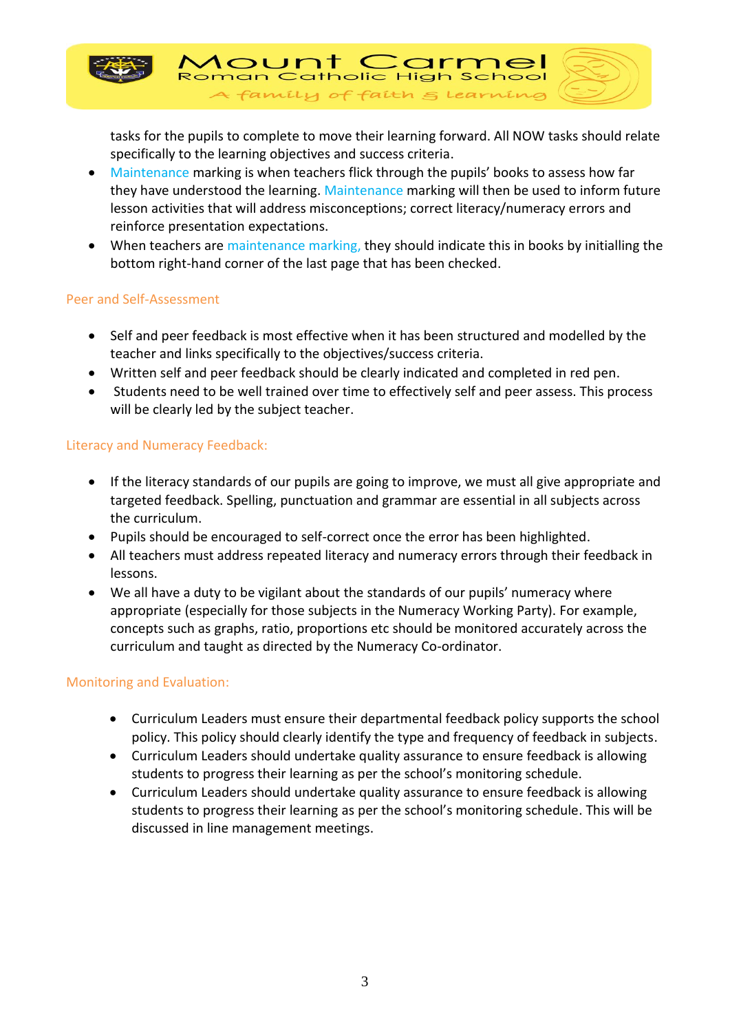tasks for the pupils to complete to move their learning forward. All NOW tasks should relate specifically to the learning objectives and success criteria.

- Maintenance marking is when teachers flick through the pupils' books to assess how far they have understood the learning. Maintenance marking will then be used to inform future lesson activities that will address misconceptions; correct literacy/numeracy errors and reinforce presentation expectations.
- When teachers are maintenance marking, they should indicate this in books by initialling the bottom right-hand corner of the last page that has been checked.

### Peer and Self-Assessment

- Self and peer feedback is most effective when it has been structured and modelled by the teacher and links specifically to the objectives/success criteria.
- Written self and peer feedback should be clearly indicated and completed in red pen.
- Students need to be well trained over time to effectively self and peer assess. This process will be clearly led by the subject teacher.

### Literacy and Numeracy Feedback:

- If the literacy standards of our pupils are going to improve, we must all give appropriate and targeted feedback. Spelling, punctuation and grammar are essential in all subjects across the curriculum.
- Pupils should be encouraged to self-correct once the error has been highlighted.
- All teachers must address repeated literacy and numeracy errors through their feedback in lessons.
- We all have a duty to be vigilant about the standards of our pupils' numeracy where appropriate (especially for those subjects in the Numeracy Working Party). For example, concepts such as graphs, ratio, proportions etc should be monitored accurately across the curriculum and taught as directed by the Numeracy Co-ordinator.

### Monitoring and Evaluation:

- Curriculum Leaders must ensure their departmental feedback policy supports the school policy. This policy should clearly identify the type and frequency of feedback in subjects.
- Curriculum Leaders should undertake quality assurance to ensure feedback is allowing students to progress their learning as per the school's monitoring schedule.
- Curriculum Leaders should undertake quality assurance to ensure feedback is allowing students to progress their learning as per the school's monitoring schedule. This will be discussed in line management meetings.